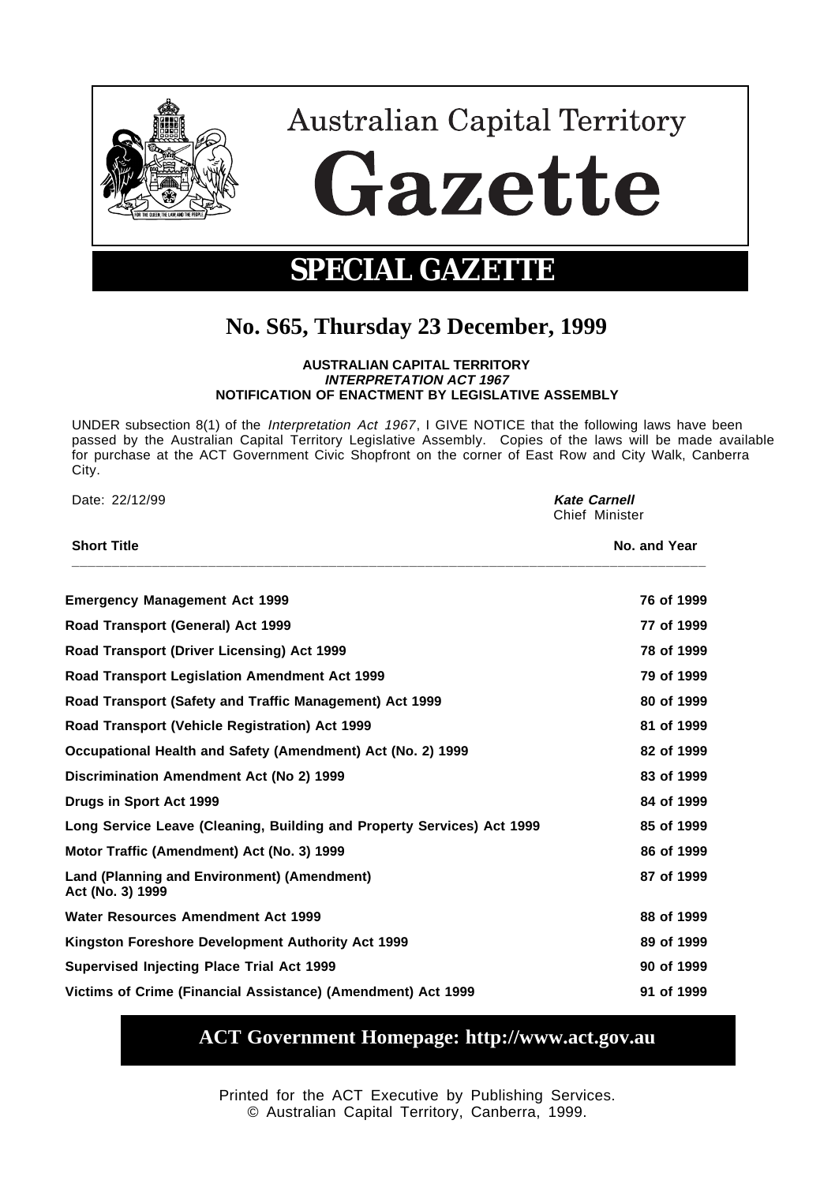# Australian Capital Territory Gazette

## SPECIAL GAZETTE

## No. S65, Thursday 23 December, 1999

**AUSTRALIAN CAPITAL TERRITORY**
***INTERPRETATION ACT 1967***
**NOTIFICATION OF ENACTMENT BY LEGISLATIVE ASSEMBLY**

UNDER subsection 8(1) of the *Interpretation Act 1967*, I GIVE NOTICE that the following laws have been passed by the Australian Capital Territory Legislative Assembly. Copies of the laws will be made available for purchase at the ACT Government Civic Shopfront on the corner of East Row and City Walk, Canberra City.

Date: 22/12/99

***Kate Carnell***
Chief Minister

| Short Title | No. and Year |
| --- | --- |
| **Emergency Management Act 1999** | **76 of 1999** |
| **Road Transport (General) Act 1999** | **77 of 1999** |
| **Road Transport (Driver Licensing) Act 1999** | **78 of 1999** |
| **Road Transport Legislation Amendment Act 1999** | **79 of 1999** |
| **Road Transport (Safety and Traffic Management) Act 1999** | **80 of 1999** |
| **Road Transport (Vehicle Registration) Act 1999** | **81 of 1999** |
| **Occupational Health and Safety (Amendment) Act (No. 2) 1999** | **82 of 1999** |
| **Discrimination Amendment Act (No 2) 1999** | **83 of 1999** |
| **Drugs in Sport Act 1999** | **84 of 1999** |
| **Long Service Leave (Cleaning, Building and Property Services) Act 1999** | **85 of 1999** |
| **Motor Traffic (Amendment) Act (No. 3) 1999** | **86 of 1999** |
| **Land (Planning and Environment) (Amendment) Act (No. 3) 1999** | **87 of 1999** |
| **Water Resources Amendment Act 1999** | **88 of 1999** |
| **Kingston Foreshore Development Authority Act 1999** | **89 of 1999** |
| **Supervised Injecting Place Trial Act 1999** | **90 of 1999** |
| **Victims of Crime (Financial Assistance) (Amendment) Act 1999** | **91 of 1999** |

**ACT Government Homepage: http://www.act.gov.au**

Printed for the ACT Executive by Publishing Services.
© Australian Capital Territory, Canberra, 1999.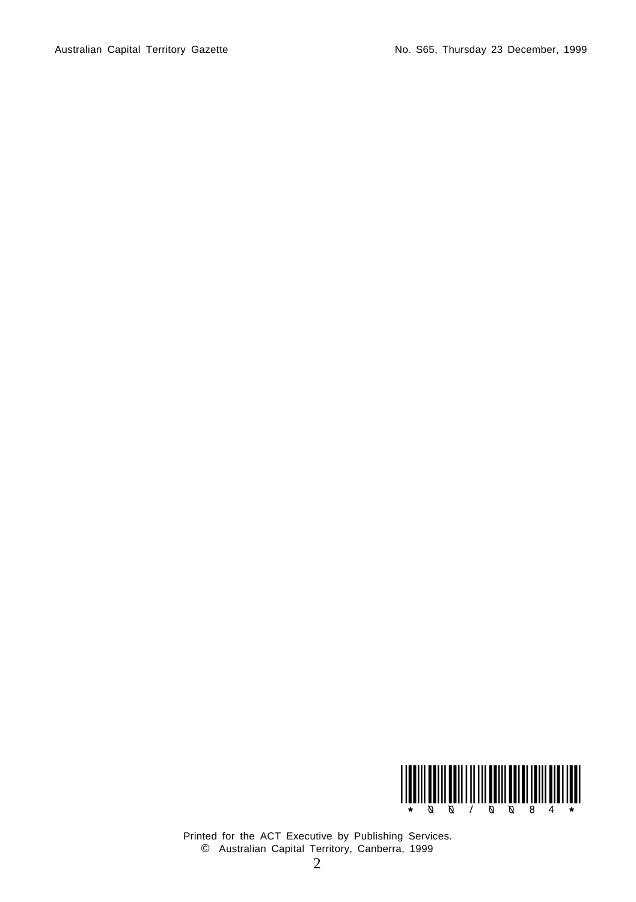\*00/0084\*

Printed for the ACT Executive by Publishing Services.
© Australian Capital Territory, Canberra, 1999